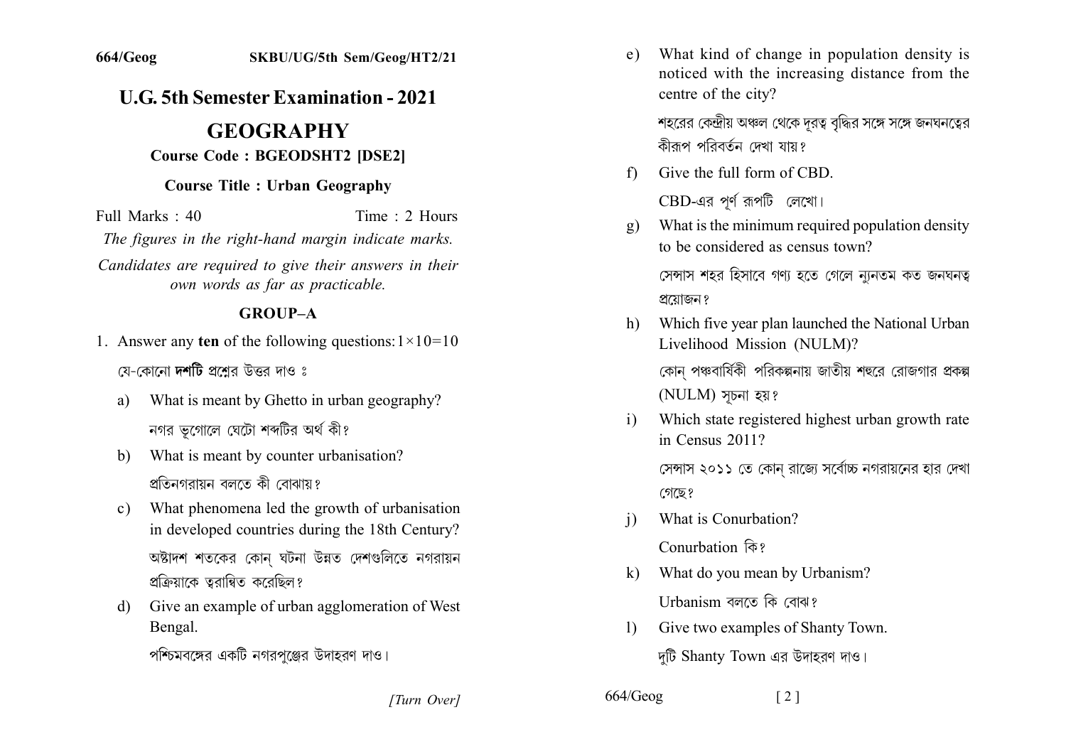664/Geog SKBU/UG/5th Sem/Geog/HT2/21

# U.G. 5th Semester Examination - 2021

# GEOGRAPHY

**Course Code : BGEODSHT2 [DSE2]**

**Course Title : Urban Geography**

Full Marks : 40 Time : 2 Hours

*The figures in the right-hand margin indicate marks.*

*Candidates are required to give their answers in their own words as far as practicable.*

## GROUP–A

1. Answer any **ten** of the following questions: $1 \times 10 = 10$

   যে-কোনো **দশটি** প্রশ্নের উত্তর দাও ঃ

   a) What is meant by Ghetto in urban geography?

      নগর ভূগোলে ঘেটো শব্দটির অর্থ কী?

   b) What is meant by counter urbanisation?

      প্রতিনগরায়ন বলতে কী বোঝায়?

   c) What phenomena led the growth of urbanisation in developed countries during the 18th Century?

      অষ্টাদশ শতকের কোন্ ঘটনা উন্নত দেশগুলিতে নগরায়ন প্রক্রিয়াকে ত্বরান্বিত করেছিল?

   d) Give an example of urban agglomeration of West Bengal.

      পশ্চিমবঙ্গের একটি নগরপুঞ্জের উদাহরণ দাও।

   e) What kind of change in population density is noticed with the increasing distance from the centre of the city?

      শহরের কেন্দ্রীয় অঞ্চল থেকে দূরত্ব বৃদ্ধির সঙ্গে সঙ্গে জনঘনত্বের কীরূপ পরিবর্তন দেখা যায়?

   f) Give the full form of CBD.

      CBD-এর পূর্ণ রূপটি লেখো।

   g) What is the minimum required population density to be considered as census town?

      সেন্সাস শহর হিসাবে গণ্য হতে গেলে ন্যূনতম কত জনঘনত্ব প্রয়োজন?

   h) Which five year plan launched the National Urban Livelihood Mission (NULM)?

      কোন্ পঞ্চবার্ষিকী পরিকল্পনায় জাতীয় শহুরে রোজগার প্রকল্প (NULM) সূচনা হয়?

   i) Which state registered highest urban growth rate in Census 2011?

      সেন্সাস ২০১১ তে কোন্ রাজ্যে সর্বোচ্চ নগরায়নের হার দেখা গেছে?

   j) What is Conurbation?

      Conurbation কি?

   k) What do you mean by Urbanism?

      Urbanism বলতে কি বোঝ?

   l) Give two examples of Shanty Town.

      দুটি Shanty Town এর উদাহরণ দাও।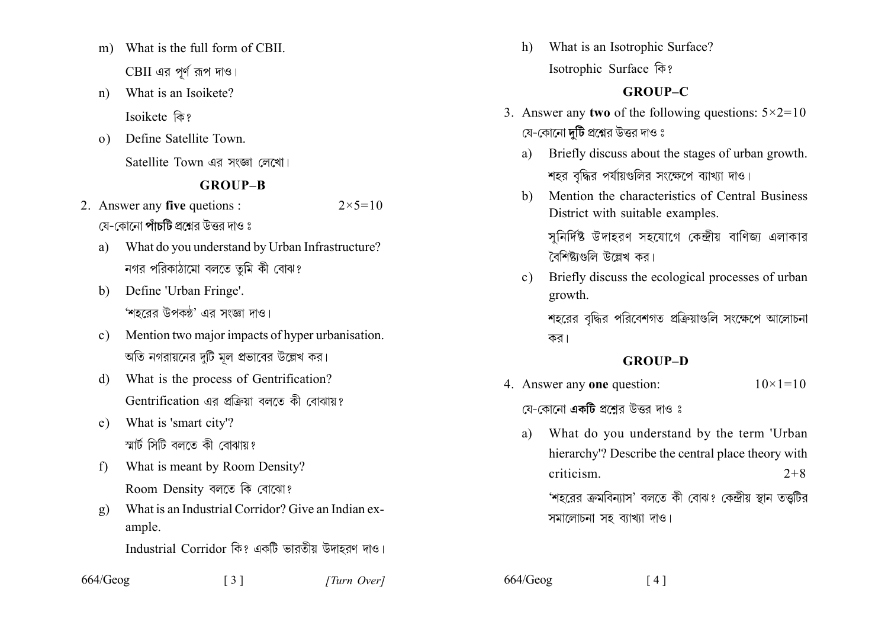m) What is the full form of CBII.

CBII এর পূর্ণ রূপ দাও।

n) What is an Isoikete?

Isoikete কি?

o) Define Satellite Town.

Satellite Town এর সংজ্ঞা লেখো।

## GROUP–B

2. Answer any **five** quetions : $2\times5=10$

যে-কোনো **পাঁচটি** প্রশ্নের উত্তর দাও :

a) What do you understand by Urban Infrastructure?

নগর পরিকাঠামো বলতে তুমি কী বোঝ?

b) Define 'Urban Fringe'.

'শহরের উপকণ্ঠ' এর সংজ্ঞা দাও।

c) Mention two major impacts of hyper urbanisation.

অতি নগরায়নের দুটি মূল প্রভাবের উল্লেখ কর।

d) What is the process of Gentrification?

Gentrification এর প্রক্রিয়া বলতে কী বোঝায়?

e) What is 'smart city'?

স্মার্ট সিটি বলতে কী বোঝায়?

f) What is meant by Room Density?

Room Density বলতে কি বোঝো?

g) What is an Industrial Corridor? Give an Indian example.

Industrial Corridor কি? একটি ভারতীয় উদাহরণ দাও।

h) What is an Isotrophic Surface?

Isotrophic Surface কি?

## GROUP–C

3. Answer any **two** of the following questions: $5\times2=10$

যে-কোনো **দুটি** প্রশ্নের উত্তর দাও :

a) Briefly discuss about the stages of urban growth.

শহর বৃদ্ধির পর্যায়গুলির সংক্ষেপে ব্যাখ্যা দাও।

b) Mention the characteristics of Central Business District with suitable examples.

সুনির্দিষ্ট উদাহরণ সহযোগে কেন্দ্রীয় বাণিজ্য এলাকার বৈশিষ্ট্যগুলি উল্লেখ কর।

c) Briefly discuss the ecological processes of urban growth.

শহরের বৃদ্ধির পরিবেশগত প্রক্রিয়াগুলি সংক্ষেপে আলোচনা কর।

## GROUP–D

4. Answer any **one** question: $10\times1=10$

যে-কোনো **একটি** প্রশ্নের উত্তর দাও :

a) What do you understand by the term 'Urban hierarchy'? Describe the central place theory with criticism. $2+8$

'শহরের ক্রমবিন্যাস' বলতে কী বোঝ? কেন্দ্রীয় স্থান তত্ত্বটির সমালোচনা সহ ব্যাখ্যা দাও।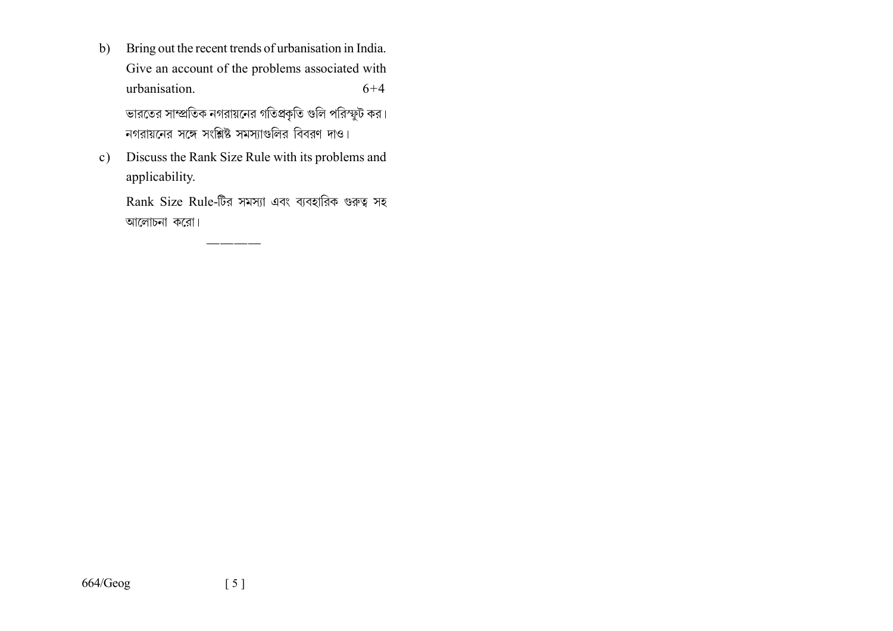b) Bring out the recent trends of urbanisation in India. Give an account of the problems associated with urbanisation. 6+4

ভারতের সাম্প্রতিক নগরায়নের গতিপ্রকৃতি গুলি পরিস্ফুট কর। নগরায়নের সঙ্গে সংশ্লিষ্ট সমস্যাগুলির বিবরণ দাও।

c) Discuss the Rank Size Rule with its problems and applicability.

Rank Size Rule-টির সমস্যা এবং ব্যবহারিক গুরুত্ব সহ আলোচনা করো।

————